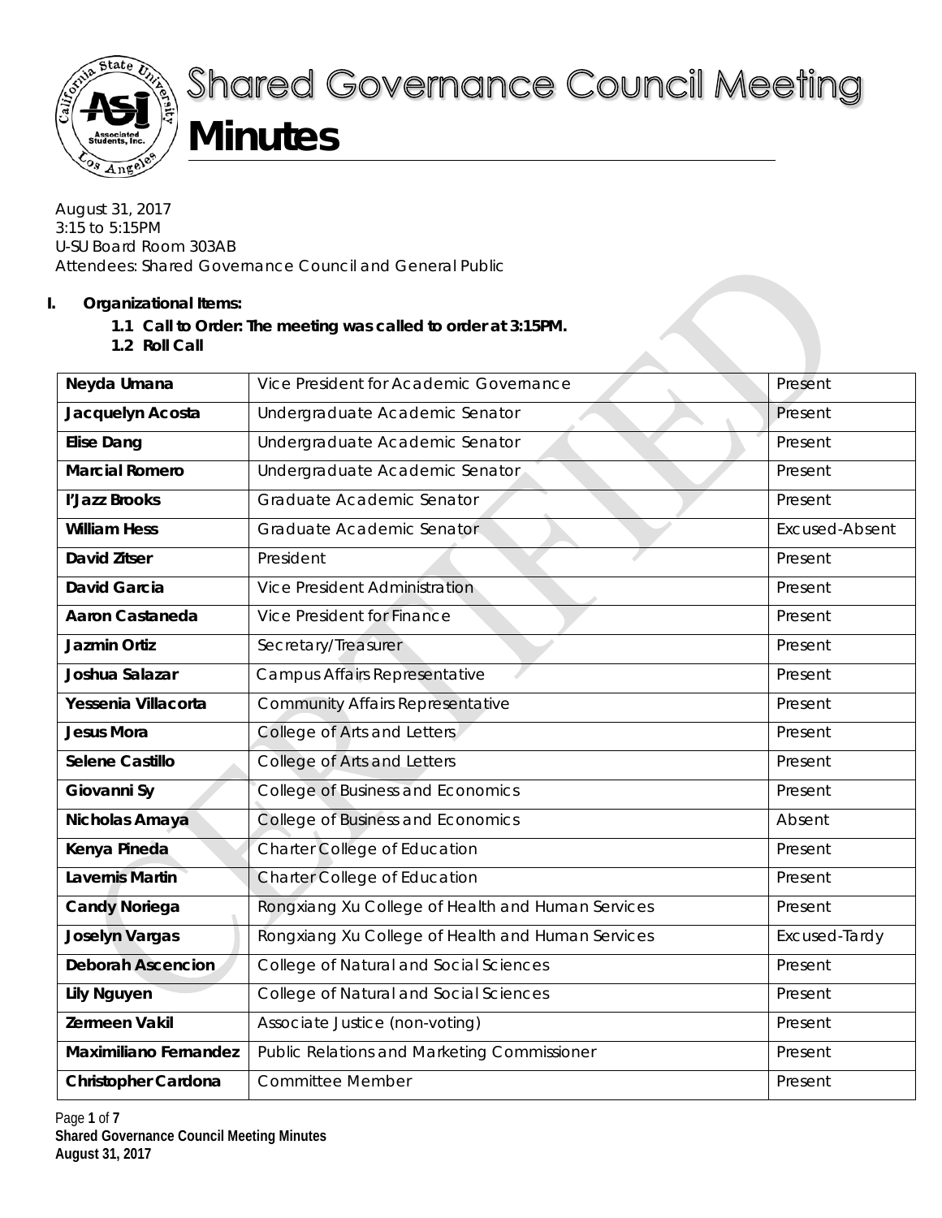# Shared Governance Council Meeting

# Minutes

August 31, 2017
3:15 to 5:15PM
U-SU Board Room 303AB
Attendees: Shared Governance Council and General Public

**I. Organizational Items:**

**1.1 Call to Order: The meeting was called to order at 3:15PM.**

**1.2 Roll Call**

| | | |
|---|---|---|
| **Neyda Umana** | Vice President for Academic Governance | Present |
| **Jacquelyn Acosta** | Undergraduate Academic Senator | Present |
| **Elise Dang** | Undergraduate Academic Senator | Present |
| **Marcial Romero** | Undergraduate Academic Senator | Present |
| **I'Jazz Brooks** | Graduate Academic Senator | Present |
| **William Hess** | Graduate Academic Senator | Excused-Absent |
| **David Zitser** | President | Present |
| **David Garcia** | Vice President Administration | Present |
| **Aaron Castaneda** | Vice President for Finance | Present |
| **Jazmin Ortiz** | Secretary/Treasurer | Present |
| **Joshua Salazar** | Campus Affairs Representative | Present |
| **Yessenia Villacorta** | Community Affairs Representative | Present |
| **Jesus Mora** | College of Arts and Letters | Present |
| **Selene Castillo** | College of Arts and Letters | Present |
| **Giovanni Sy** | College of Business and Economics | Present |
| **Nicholas Amaya** | College of Business and Economics | Absent |
| **Kenya Pineda** | Charter College of Education | Present |
| **Lavernis Martin** | Charter College of Education | Present |
| **Candy Noriega** | Rongxiang Xu College of Health and Human Services | Present |
| **Joselyn Vargas** | Rongxiang Xu College of Health and Human Services | Excused-Tardy |
| **Deborah Ascencion** | College of Natural and Social Sciences | Present |
| **Lily Nguyen** | College of Natural and Social Sciences | Present |
| **Zermeen Vakil** | Associate Justice (non-voting) | Present |
| **Maximiliano Fernandez** | Public Relations and Marketing Commissioner | Present |
| **Christopher Cardona** | Committee Member | Present |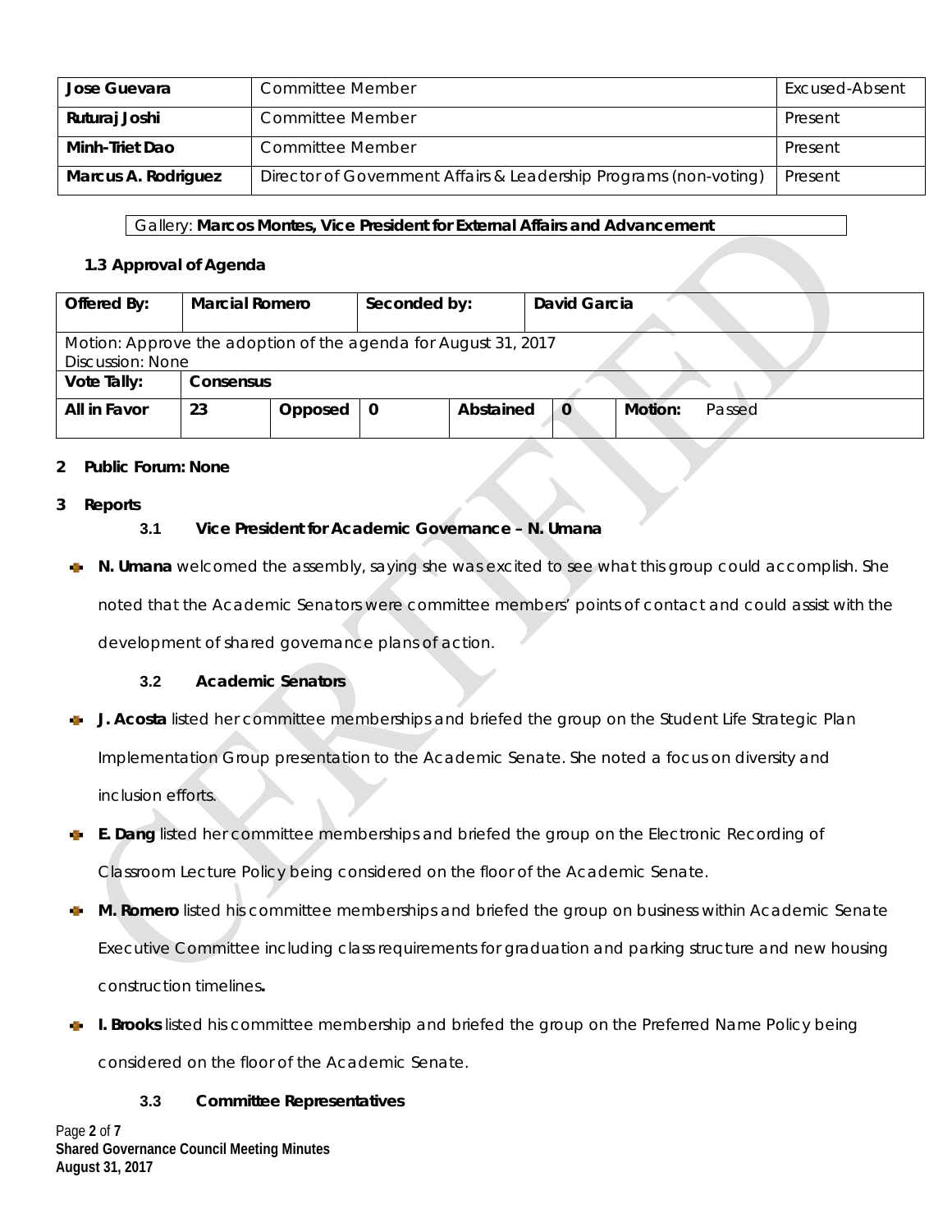| Jose Guevara | Committee Member | Excused-Absent |
|---|---|---|
| Ruturaj Joshi | Committee Member | Present |
| Minh-Triet Dao | Committee Member | Present |
| Marcus A. Rodriguez | Director of Government Affairs & Leadership Programs (non-voting) | Present |

Gallery: **Marcos Montes, Vice President for External Affairs and Advancement**

### 1.3 Approval of Agenda

| Offered By: | Marcial Romero | | Seconded by: | | David Garcia | | |
|---|---|---|---|---|---|---|---|
| Motion: Approve the adoption of the agenda for August 31, 2017<br>Discussion: None | | | | | | | |
| Vote Tally: | Consensus | | | | | | |
| All in Favor | 23 | Opposed | 0 | Abstained | 0 | Motion: | Passed |

## 2 Public Forum: None

## 3 Reports

### 3.1 Vice President for Academic Governance – N. Umana

- **N. Umana** welcomed the assembly, saying she was excited to see what this group could accomplish. She noted that the Academic Senators were committee members' points of contact and could assist with the development of shared governance plans of action.

### 3.2 Academic Senators

- **J. Acosta** listed her committee memberships and briefed the group on the Student Life Strategic Plan Implementation Group presentation to the Academic Senate. She noted a focus on diversity and inclusion efforts.
- **E. Dang** listed her committee memberships and briefed the group on the Electronic Recording of Classroom Lecture Policy being considered on the floor of the Academic Senate.
- **M. Romero** listed his committee memberships and briefed the group on business within Academic Senate Executive Committee including class requirements for graduation and parking structure and new housing construction timelines**.**
- **I. Brooks** listed his committee membership and briefed the group on the Preferred Name Policy being considered on the floor of the Academic Senate.

### 3.3 Committee Representatives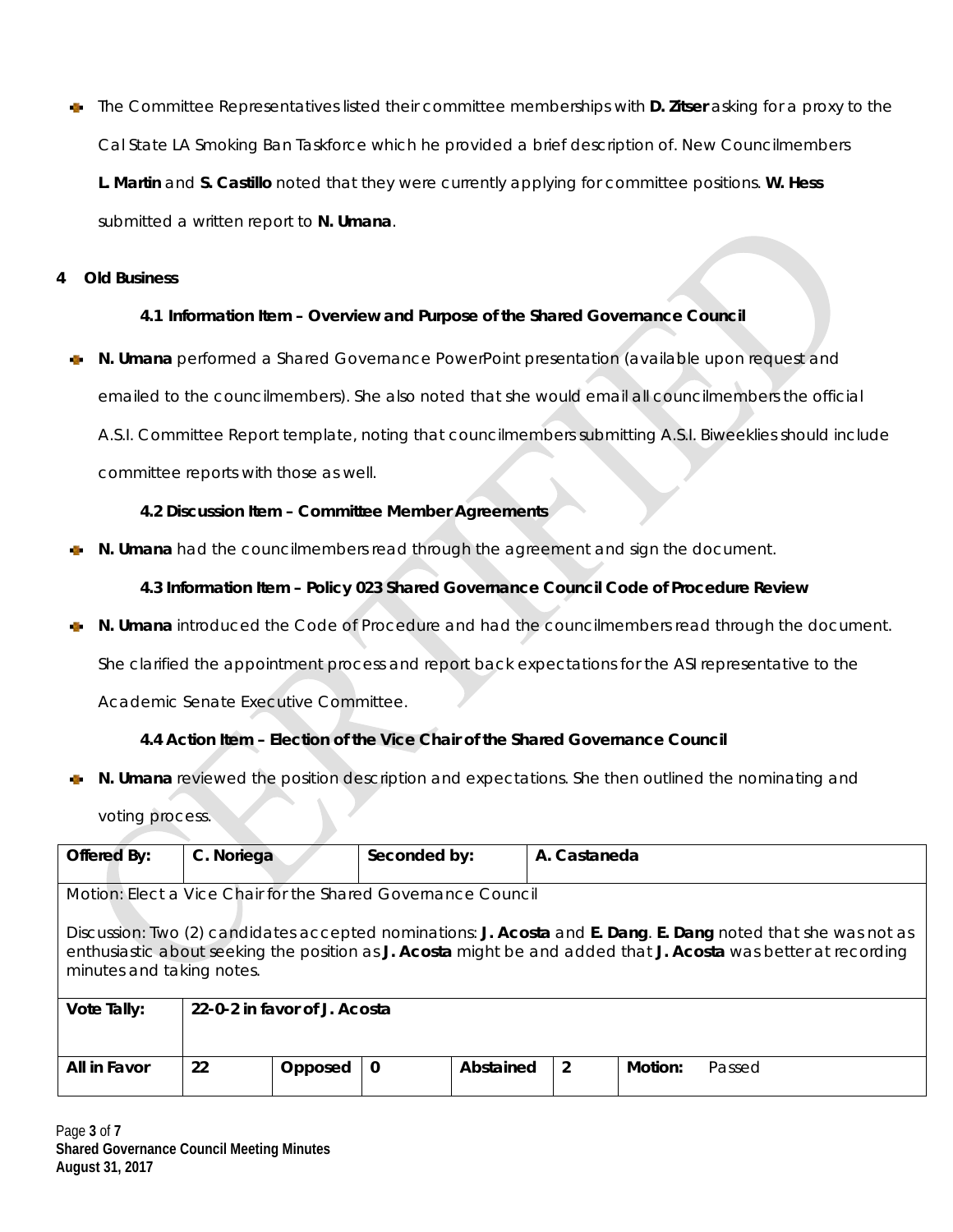- The Committee Representatives listed their committee memberships with **D. Zitser** asking for a proxy to the Cal State LA Smoking Ban Taskforce which he provided a brief description of. New Councilmembers **L. Martin** and **S. Castillo** noted that they were currently applying for committee positions. **W. Hess** submitted a written report to **N. Umana**.

## 4 Old Business

### 4.1 Information Item – Overview and Purpose of the Shared Governance Council

- **N. Umana** performed a Shared Governance PowerPoint presentation (available upon request and emailed to the councilmembers). She also noted that she would email all councilmembers the official A.S.I. Committee Report template, noting that councilmembers submitting A.S.I. Biweeklies should include committee reports with those as well.

### 4.2 Discussion Item – Committee Member Agreements

- **N. Umana** had the councilmembers read through the agreement and sign the document.

### 4.3 Information Item – Policy 023 Shared Governance Council Code of Procedure Review

- **N. Umana** introduced the Code of Procedure and had the councilmembers read through the document. She clarified the appointment process and report back expectations for the ASI representative to the Academic Senate Executive Committee.

### 4.4 Action Item – Election of the Vice Chair of the Shared Governance Council

- **N. Umana** reviewed the position description and expectations. She then outlined the nominating and voting process.

| **Offered By:** | C. Noriega | | **Seconded by:** | | A. Castaneda | | |
|---|---|---|---|---|---|---|---|
| Motion: Elect a Vice Chair for the Shared Governance Council<br><br>Discussion: Two (2) candidates accepted nominations: **J. Acosta** and **E. Dang**. **E. Dang** noted that she was not as enthusiastic about seeking the position as **J. Acosta** might be and added that **J. Acosta** was better at recording minutes and taking notes. | | | | | | | |
| **Vote Tally:** | **22-0-2 in favor of J. Acosta** | | | | | | |
| **All in Favor** | **22** | **Opposed** | **0** | **Abstained** | **2** | **Motion:** | Passed |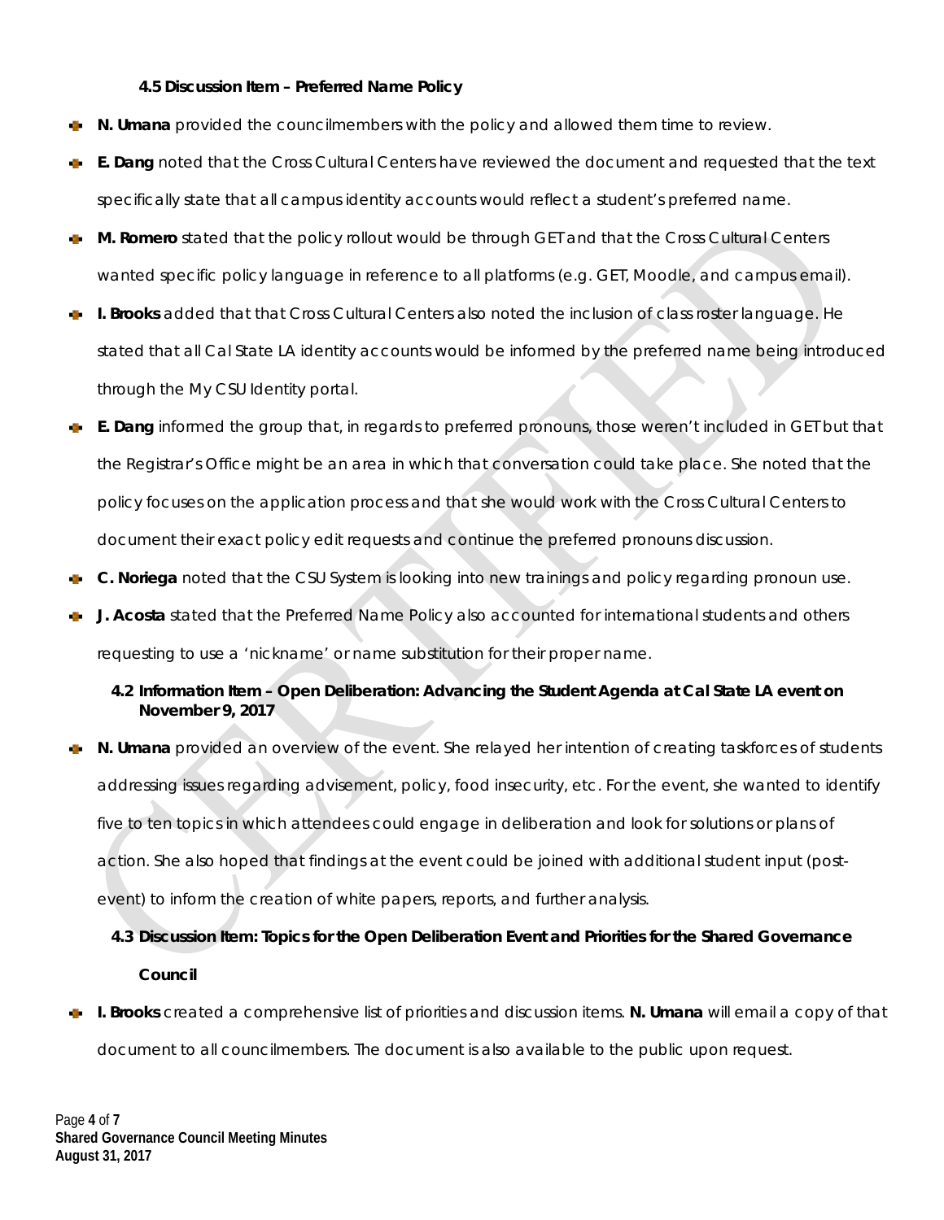#### 4.5 Discussion Item – Preferred Name Policy

- **N. Umana** provided the councilmembers with the policy and allowed them time to review.
- **E. Dang** noted that the Cross Cultural Centers have reviewed the document and requested that the text specifically state that all campus identity accounts would reflect a student's preferred name.
- **M. Romero** stated that the policy rollout would be through GET and that the Cross Cultural Centers wanted specific policy language in reference to all platforms (e.g. GET, Moodle, and campus email).
- **I. Brooks** added that that Cross Cultural Centers also noted the inclusion of class roster language. He stated that all Cal State LA identity accounts would be informed by the preferred name being introduced through the My CSU Identity portal.
- **E. Dang** informed the group that, in regards to preferred pronouns, those weren't included in GET but that the Registrar's Office might be an area in which that conversation could take place. She noted that the policy focuses on the application process and that she would work with the Cross Cultural Centers to document their exact policy edit requests and continue the preferred pronouns discussion.
- **C. Noriega** noted that the CSU System is looking into new trainings and policy regarding pronoun use.
- **J. Acosta** stated that the Preferred Name Policy also accounted for international students and others requesting to use a 'nickname' or name substitution for their proper name.

#### 4.2 Information Item – Open Deliberation: Advancing the Student Agenda at Cal State LA event on November 9, 2017

- **N. Umana** provided an overview of the event. She relayed her intention of creating taskforces of students addressing issues regarding advisement, policy, food insecurity, etc. For the event, she wanted to identify five to ten topics in which attendees could engage in deliberation and look for solutions or plans of action. She also hoped that findings at the event could be joined with additional student input (post-event) to inform the creation of white papers, reports, and further analysis.

#### 4.3 Discussion Item: Topics for the Open Deliberation Event and Priorities for the Shared Governance Council

- **I. Brooks** created a comprehensive list of priorities and discussion items. **N. Umana** will email a copy of that document to all councilmembers. The document is also available to the public upon request.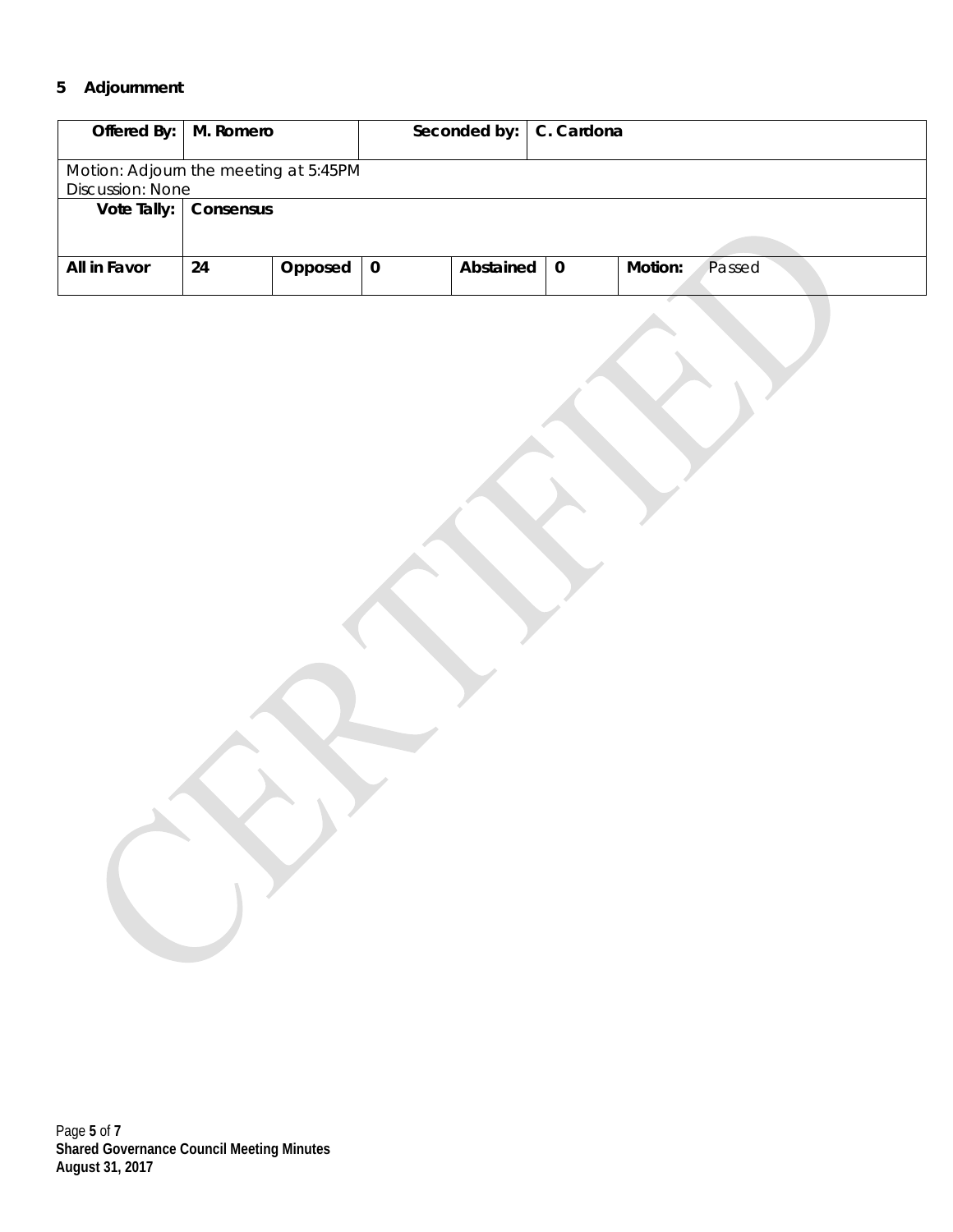## 5 Adjournment

| Offered By: | M. Romero | | Seconded by: | C. Cardona | | | |
|---|---|---|---|---|---|---|---|
| Motion: Adjourn the meeting at 5:45PM<br>Discussion: None | | | | | | | |
| Vote Tally: | Consensus | | | | | | |
| All in Favor | 24 | Opposed | 0 | Abstained | 0 | Motion: | Passed |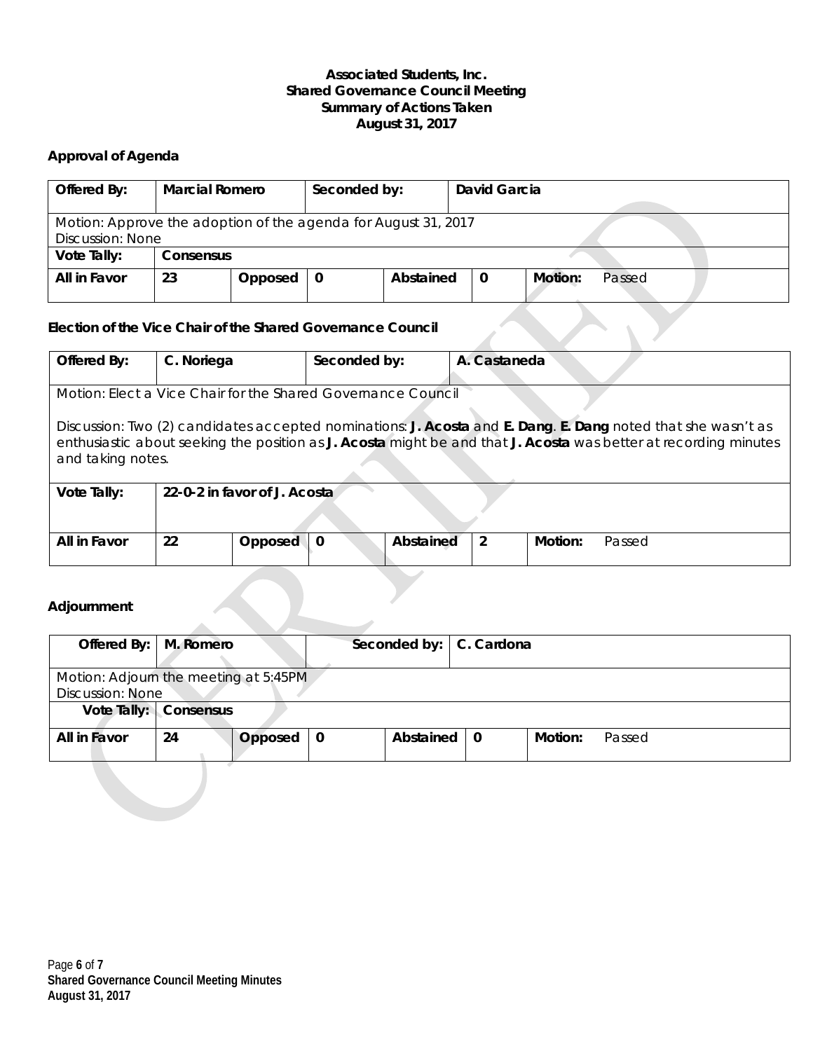**Associated Students, Inc.**
**Shared Governance Council Meeting**
**Summary of Actions Taken**
**August 31, 2017**

### Approval of Agenda

| **Offered By:** | **Marcial Romero** | | **Seconded by:** | | **David Garcia** | | |
|---|---|---|---|---|---|---|---|
| Motion: Approve the adoption of the agenda for August 31, 2017<br>Discussion: None | | | | | | | |
| **Vote Tally:** | **Consensus** | | | | | | |
| **All in Favor** | **23** | **Opposed** | **0** | **Abstained** | **0** | **Motion:** | Passed |

### Election of the Vice Chair of the Shared Governance Council

| **Offered By:** | **C. Noriega** | | **Seconded by:** | | **A. Castaneda** | | |
|---|---|---|---|---|---|---|---|
| Motion: Elect a Vice Chair for the Shared Governance Council<br><br>Discussion: Two (2) candidates accepted nominations: **J. Acosta** and **E. Dang**. **E. Dang** noted that she wasn't as enthusiastic about seeking the position as **J. Acosta** might be and that **J. Acosta** was better at recording minutes and taking notes. | | | | | | | |
| **Vote Tally:** | **22-0-2 in favor of J. Acosta** | | | | | | |
| **All in Favor** | **22** | **Opposed** | **0** | **Abstained** | **2** | **Motion:** | Passed |

### Adjournment

| **Offered By:** | **M. Romero** | | **Seconded by:** | | **C. Cardona** | | |
|---|---|---|---|---|---|---|---|
| Motion: Adjourn the meeting at 5:45PM<br>Discussion: None | | | | | | | |
| **Vote Tally:** | **Consensus** | | | | | | |
| **All in Favor** | **24** | **Opposed** | **0** | **Abstained** | **0** | **Motion:** | Passed |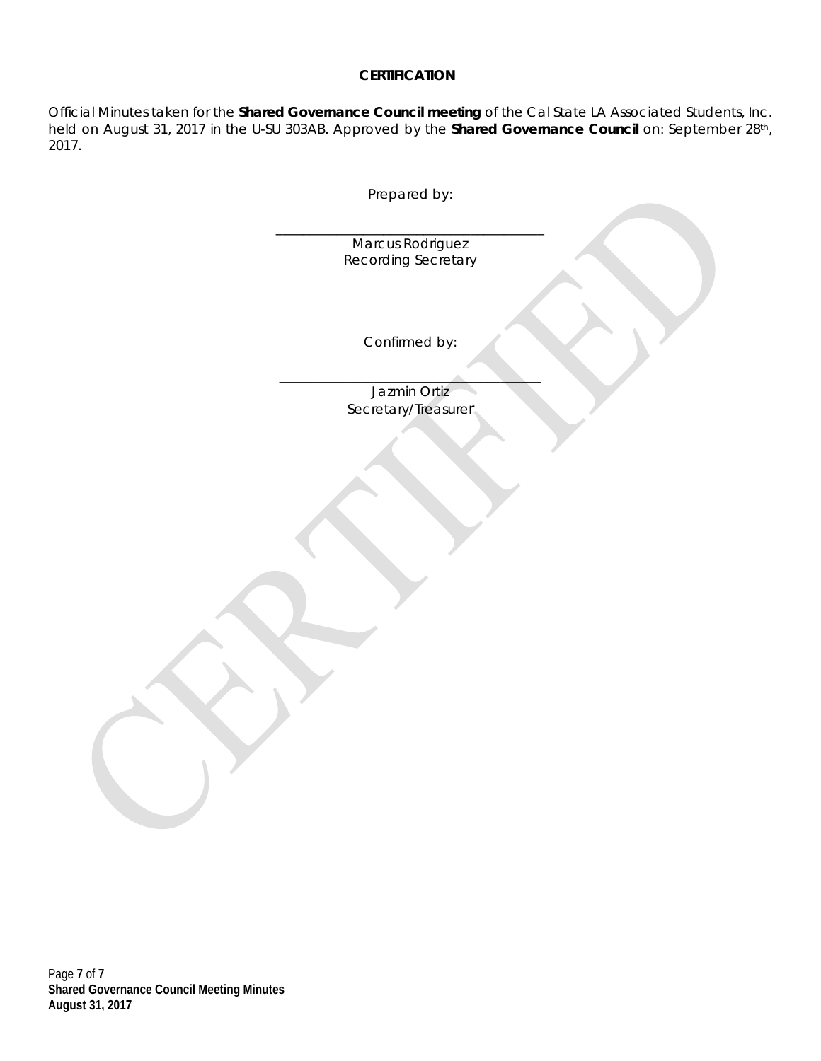**CERTIFICATION**

Official Minutes taken for the **Shared Governance Council meeting** of the Cal State LA Associated Students, Inc. held on August 31, 2017 in the U-SU 303AB. Approved by the **Shared Governance Council** on: September 28th, 2017.

Prepared by:

\_\_\_\_\_\_\_\_\_\_\_\_\_\_\_\_\_\_\_\_\_\_\_\_\_\_\_\_\_\_\_\_\_\_\_\_\_\_
Marcus Rodriguez
Recording Secretary

Confirmed by:

\_\_\_\_\_\_\_\_\_\_\_\_\_\_\_\_\_\_\_\_\_\_\_\_\_\_\_\_\_\_\_\_\_\_\_\_\_\_
Jazmin Ortiz
Secretary/Treasurer